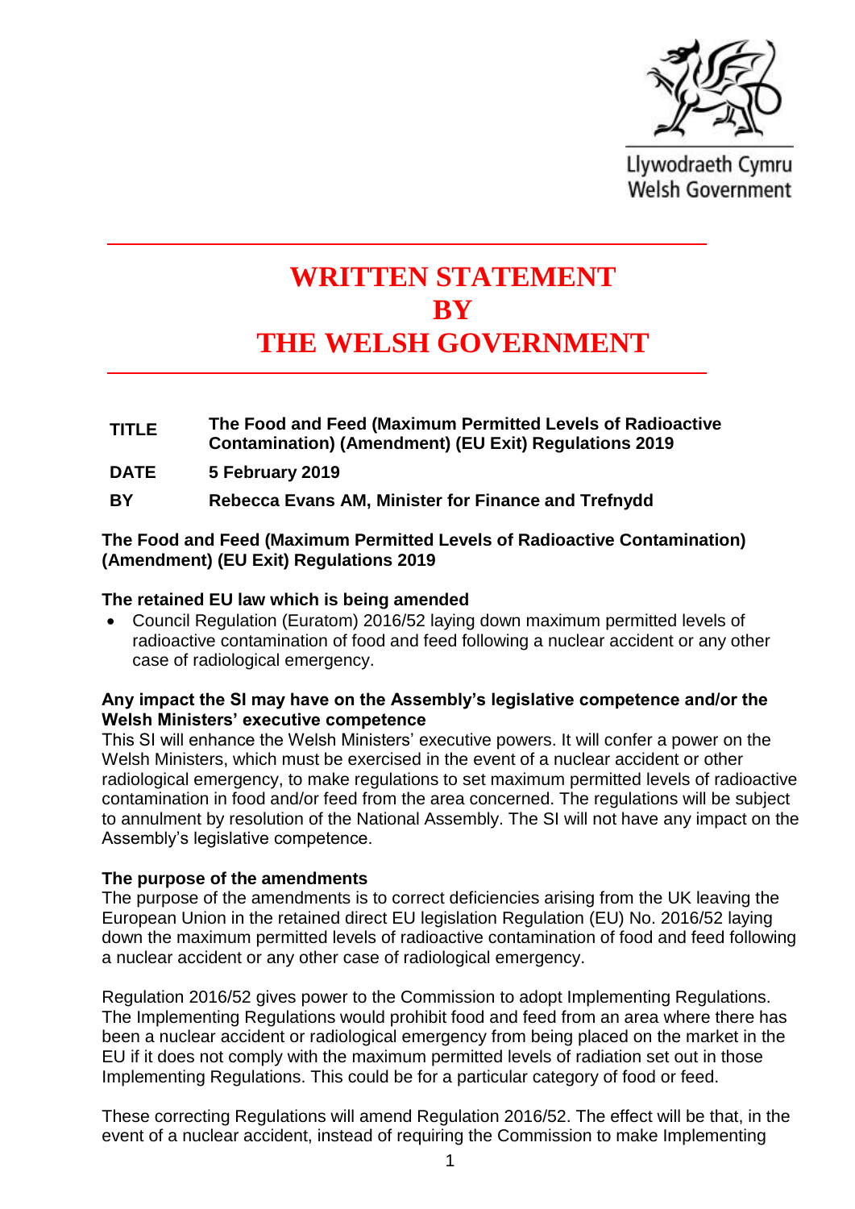Llywodraeth Cymru
Welsh Government

# WRITTEN STATEMENT BY THE WELSH GOVERNMENT

| | |
|---|---|
| **TITLE** | **The Food and Feed (Maximum Permitted Levels of Radioactive Contamination) (Amendment) (EU Exit) Regulations 2019** |
| **DATE** | **5 February 2019** |
| **BY** | **Rebecca Evans AM, Minister for Finance and Trefnydd** |

**The Food and Feed (Maximum Permitted Levels of Radioactive Contamination) (Amendment) (EU Exit) Regulations 2019**

**The retained EU law which is being amended**

- Council Regulation (Euratom) 2016/52 laying down maximum permitted levels of radioactive contamination of food and feed following a nuclear accident or any other case of radiological emergency.

**Any impact the SI may have on the Assembly's legislative competence and/or the Welsh Ministers' executive competence**

This SI will enhance the Welsh Ministers' executive powers. It will confer a power on the Welsh Ministers, which must be exercised in the event of a nuclear accident or other radiological emergency, to make regulations to set maximum permitted levels of radioactive contamination in food and/or feed from the area concerned. The regulations will be subject to annulment by resolution of the National Assembly. The SI will not have any impact on the Assembly's legislative competence.

**The purpose of the amendments**

The purpose of the amendments is to correct deficiencies arising from the UK leaving the European Union in the retained direct EU legislation Regulation (EU) No. 2016/52 laying down the maximum permitted levels of radioactive contamination of food and feed following a nuclear accident or any other case of radiological emergency.

Regulation 2016/52 gives power to the Commission to adopt Implementing Regulations. The Implementing Regulations would prohibit food and feed from an area where there has been a nuclear accident or radiological emergency from being placed on the market in the EU if it does not comply with the maximum permitted levels of radiation set out in those Implementing Regulations. This could be for a particular category of food or feed.

These correcting Regulations will amend Regulation 2016/52. The effect will be that, in the event of a nuclear accident, instead of requiring the Commission to make Implementing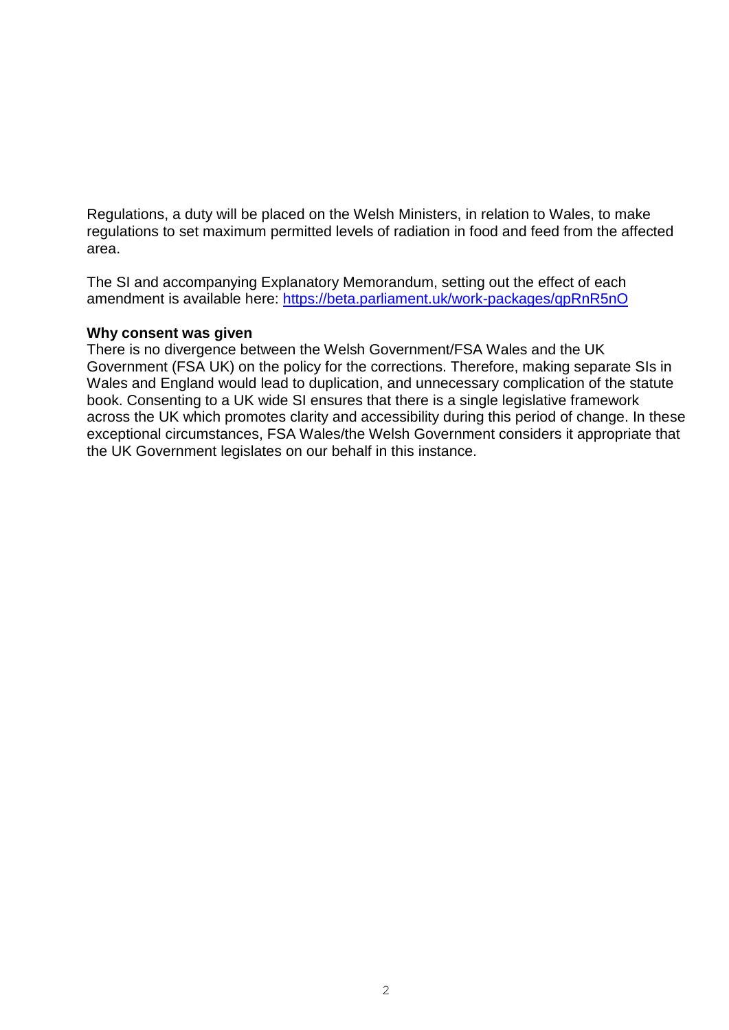Regulations, a duty will be placed on the Welsh Ministers, in relation to Wales, to make regulations to set maximum permitted levels of radiation in food and feed from the affected area.

The SI and accompanying Explanatory Memorandum, setting out the effect of each amendment is available here: [https://beta.parliament.uk/work-packages/qpRnR5nO](https://beta.parliament.uk/work-packages/qpRnR5nO)

**Why consent was given**

There is no divergence between the Welsh Government/FSA Wales and the UK Government (FSA UK) on the policy for the corrections. Therefore, making separate SIs in Wales and England would lead to duplication, and unnecessary complication of the statute book. Consenting to a UK wide SI ensures that there is a single legislative framework across the UK which promotes clarity and accessibility during this period of change. In these exceptional circumstances, FSA Wales/the Welsh Government considers it appropriate that the UK Government legislates on our behalf in this instance.